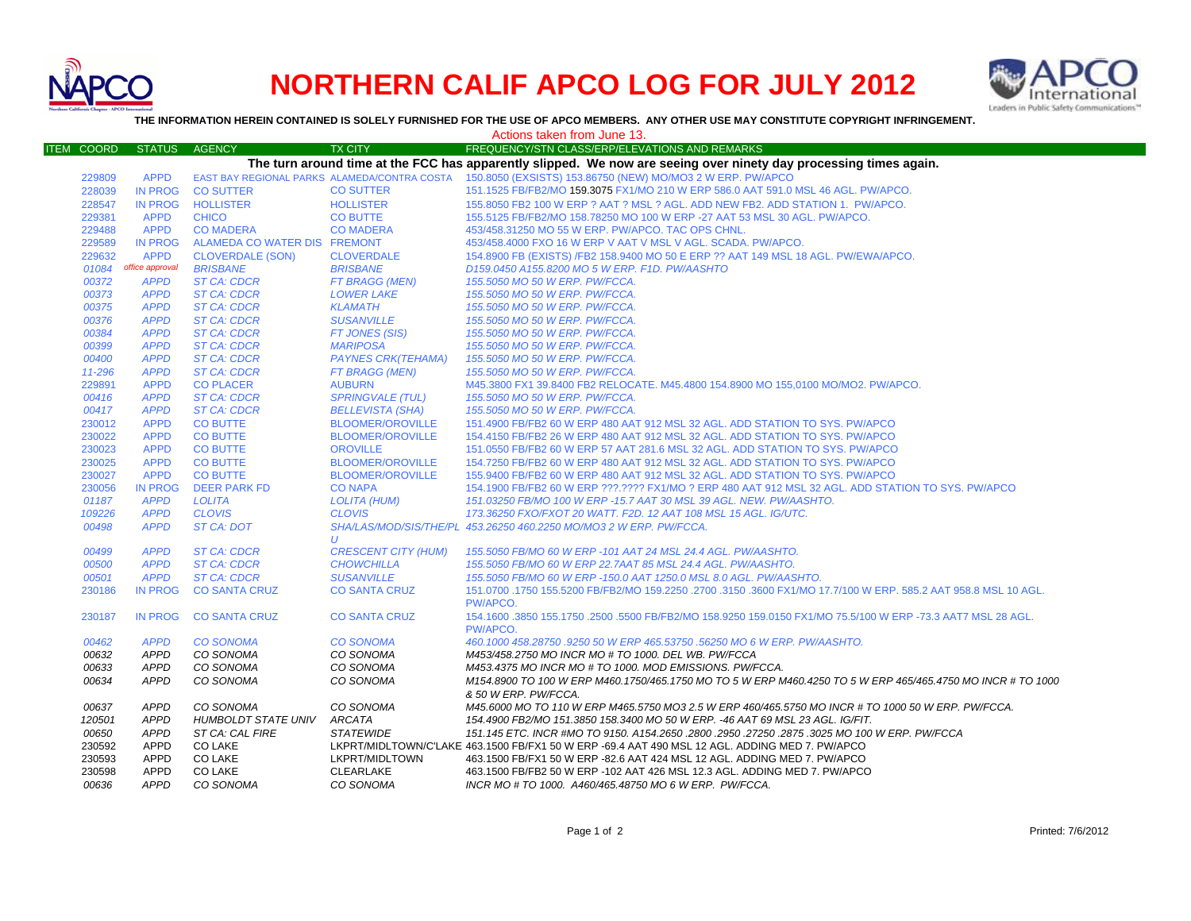# NORTHERN CALIF APCO LOG FOR JULY 2012

**THE INFORMATION HEREIN CONTAINED IS SOLELY FURNISHED FOR THE USE OF APCO MEMBERS. ANY OTHER USE MAY CONSTITUTE COPYRIGHT INFRINGEMENT.**

Actions taken from June 13.

| ITEM | COORD | STATUS | AGENCY | TX CITY | FREQUENCY/STN CLASS/ERP/ELEVATIONS AND REMARKS |
|---|---|---|---|---|---|
| | | | | | **The turn around time at the FCC has apparently slipped. We now are seeing over ninety day processing times again.** |
| | 229809 | APPD | EAST BAY REGIONAL PARKS | ALAMEDA/CONTRA COSTA | 150.8050 (EXSISTS) 153.86750 (NEW) MO/MO3 2 W ERP. PW/APCO |
| | 228039 | IN PROG | CO SUTTER | CO SUTTER | 151.1525 FB/FB2/MO 159.3075 FX1/MO 210 W ERP 586.0 AAT 591.0 MSL 46 AGL. PW/APCO. |
| | 228547 | IN PROG | HOLLISTER | HOLLISTER | 155.8050 FB2 100 W ERP ? AAT ? MSL ? AGL. ADD NEW FB2. ADD STATION 1. PW/APCO. |
| | 229381 | APPD | CHICO | CO BUTTE | 155.5125 FB/FB2/MO 158.78250 MO 100 W ERP -27 AAT 53 MSL 30 AGL. PW/APCO. |
| | 229488 | APPD | CO MADERA | CO MADERA | 453/458.31250 MO 55 W ERP. PW/APCO. TAC OPS CHNL. |
| | 229589 | IN PROG | ALAMEDA CO WATER DIS | FREMONT | 453/458.4000 FXO 16 W ERP V AAT V MSL V AGL. SCADA. PW/APCO. |
| | 229632 | APPD | CLOVERDALE (SON) | CLOVERDALE | 154.8900 FB (EXISTS) /FB2 158.9400 MO 50 E ERP ?? AAT 149 MSL 18 AGL. PW/EWA/APCO. |
| | *01084* | *office approval* | *BRISBANE* | *BRISBANE* | *D159.0450 A155.8200 MO 5 W ERP. F1D. PW/AASHTO* |
| | *00372* | *APPD* | *ST CA: CDCR* | *FT BRAGG (MEN)* | *155.5050 MO 50 W ERP. PW/FCCA.* |
| | *00373* | *APPD* | *ST CA: CDCR* | *LOWER LAKE* | *155.5050 MO 50 W ERP. PW/FCCA.* |
| | *00375* | *APPD* | *ST CA: CDCR* | *KLAMATH* | *155.5050 MO 50 W ERP. PW/FCCA.* |
| | *00376* | *APPD* | *ST CA: CDCR* | *SUSANVILLE* | *155.5050 MO 50 W ERP. PW/FCCA.* |
| | *00384* | *APPD* | *ST CA: CDCR* | *FT JONES (SIS)* | *155.5050 MO 50 W ERP. PW/FCCA.* |
| | *00399* | *APPD* | *ST CA: CDCR* | *MARIPOSA* | *155.5050 MO 50 W ERP. PW/FCCA.* |
| | *00400* | *APPD* | *ST CA: CDCR* | *PAYNES CRK(TEHAMA)* | *155.5050 MO 50 W ERP. PW/FCCA.* |
| | *11-296* | *APPD* | *ST CA: CDCR* | *FT BRAGG (MEN)* | *155.5050 MO 50 W ERP. PW/FCCA.* |
| | 229891 | APPD | CO PLACER | AUBURN | M45.3800 FX1 39.8400 FB2 RELOCATE. M45.4800 154.8900 MO 155,0100 MO/MO2. PW/APCO. |
| | *00416* | *APPD* | *ST CA: CDCR* | *SPRINGVALE (TUL)* | *155.5050 MO 50 W ERP. PW/FCCA.* |
| | *00417* | *APPD* | *ST CA: CDCR* | *BELLEVISTA (SHA)* | *155.5050 MO 50 W ERP. PW/FCCA.* |
| | 230012 | APPD | CO BUTTE | BLOOMER/OROVILLE | 151.4900 FB/FB2 60 W ERP 480 AAT 912 MSL 32 AGL. ADD STATION TO SYS. PW/APCO |
| | 230022 | APPD | CO BUTTE | BLOOMER/OROVILLE | 154.4150 FB/FB2 26 W ERP 480 AAT 912 MSL 32 AGL. ADD STATION TO SYS. PW/APCO |
| | 230023 | APPD | CO BUTTE | OROVILLE | 151.0550 FB/FB2 60 W ERP 57 AAT 281.6 MSL 32 AGL. ADD STATION TO SYS. PW/APCO |
| | 230025 | APPD | CO BUTTE | BLOOMER/OROVILLE | 154.7250 FB/FB2 60 W ERP 480 AAT 912 MSL 32 AGL. ADD STATION TO SYS. PW/APCO |
| | 230027 | APPD | CO BUTTE | BLOOMER/OROVILLE | 155.9400 FB/FB2 60 W ERP 480 AAT 912 MSL 32 AGL. ADD STATION TO SYS. PW/APCO |
| | 230056 | IN PROG | DEER PARK FD | CO NAPA | 154.1900 FB/FB2 60 W ERP ???.???? FX1/MO ? ERP 480 AAT 912 MSL 32 AGL. ADD STATION TO SYS. PW/APCO |
| | *01187* | *APPD* | *LOLITA* | *LOLITA (HUM)* | *151.03250 FB/MO 100 W ERP -15.7 AAT 30 MSL 39 AGL. NEW. PW/AASHTO.* |
| | *109226* | *APPD* | *CLOVIS* | *CLOVIS* | *173.36250 FXO/FXOT 20 WATT. F2D. 12 AAT 108 MSL 15 AGL. IG/UTC.* |
| | *00498* | *APPD* | *ST CA: DOT* | *SHA/LAS/MOD/SIS/THE/PLU* | *453.26250 460.2250 MO/MO3 2 W ERP. PW/FCCA.* |
| | *00499* | *APPD* | *ST CA: CDCR* | *CRESCENT CITY (HUM)* | *155.5050 FB/MO 60 W ERP -101 AAT 24 MSL 24.4 AGL. PW/AASHTO.* |
| | *00500* | *APPD* | *ST CA: CDCR* | *CHOWCHILLA* | *155.5050 FB/MO 60 W ERP 22.7AAT 85 MSL 24.4 AGL. PW/AASHTO.* |
| | *00501* | *APPD* | *ST CA: CDCR* | *SUSANVILLE* | *155.5050 FB/MO 60 W ERP -150.0 AAT 1250.0 MSL 8.0 AGL. PW/AASHTO.* |
| | 230186 | IN PROG | CO SANTA CRUZ | CO SANTA CRUZ | 151.0700 .1750 155.5200 FB/FB2/MO 159.2250 .2700 .3150 .3600 FX1/MO 17.7/100 W ERP. 585.2 AAT 958.8 MSL 10 AGL. PW/APCO. |
| | 230187 | IN PROG | CO SANTA CRUZ | CO SANTA CRUZ | 154.1600 .3850 155.1750 .2500 .5500 FB/FB2/MO 158.9250 159.0150 FX1/MO 75.5/100 W ERP -73.3 AAT7 MSL 28 AGL. PW/APCO. |
| | *00462* | *APPD* | *CO SONOMA* | *CO SONOMA* | *460.1000 458.28750 .9250 50 W ERP 465.53750 .56250 MO 6 W ERP. PW/AASHTO.* |
| | *00632* | *APPD* | *CO SONOMA* | *CO SONOMA* | *M453/458.2750 MO INCR MO # TO 1000. DEL WB. PW/FCCA* |
| | *00633* | *APPD* | *CO SONOMA* | *CO SONOMA* | *M453.4375 MO INCR MO # TO 1000. MOD EMISSIONS. PW/FCCA.* |
| | *00634* | *APPD* | *CO SONOMA* | *CO SONOMA* | *M154.8900 TO 100 W ERP M460.1750/465.1750 MO TO 5 W ERP M460.4250 TO 5 W ERP 465/465.4750 MO INCR # TO 1000 & 50 W ERP. PW/FCCA.* |
| | *00637* | *APPD* | *CO SONOMA* | *CO SONOMA* | *M45.6000 MO TO 110 W ERP M465.5750 MO3 2.5 W ERP 460/465.5750 MO INCR # TO 1000 50 W ERP. PW/FCCA.* |
| | *120501* | *APPD* | *HUMBOLDT STATE UNIV* | *ARCATA* | *154.4900 FB2/MO 151.3850 158.3400 MO 50 W ERP. -46 AAT 69 MSL 23 AGL. IG/FIT.* |
| | *00650* | *APPD* | *ST CA: CAL FIRE* | *STATEWIDE* | *151.145 ETC. INCR #MO TO 9150. A154.2650 .2800 .2950 .27250 .2875 .3025 MO 100 W ERP. PW/FCCA* |
| | 230592 | APPD | CO LAKE | LKPRT/MIDLTOWN/C'LAKE | 463.1500 FB/FX1 50 W ERP -69.4 AAT 490 MSL 12 AGL. ADDING MED 7. PW/APCO |
| | 230593 | APPD | CO LAKE | LKPRT/MIDLTOWN | 463.1500 FB/FX1 50 W ERP -82.6 AAT 424 MSL 12 AGL. ADDING MED 7. PW/APCO |
| | 230598 | APPD | CO LAKE | CLEARLAKE | 463.1500 FB/FB2 50 W ERP -102 AAT 426 MSL 12.3 AGL. ADDING MED 7. PW/APCO |
| | *00636* | *APPD* | *CO SONOMA* | *CO SONOMA* | *INCR MO # TO 1000. A460/465.48750 MO 6 W ERP. PW/FCCA.* |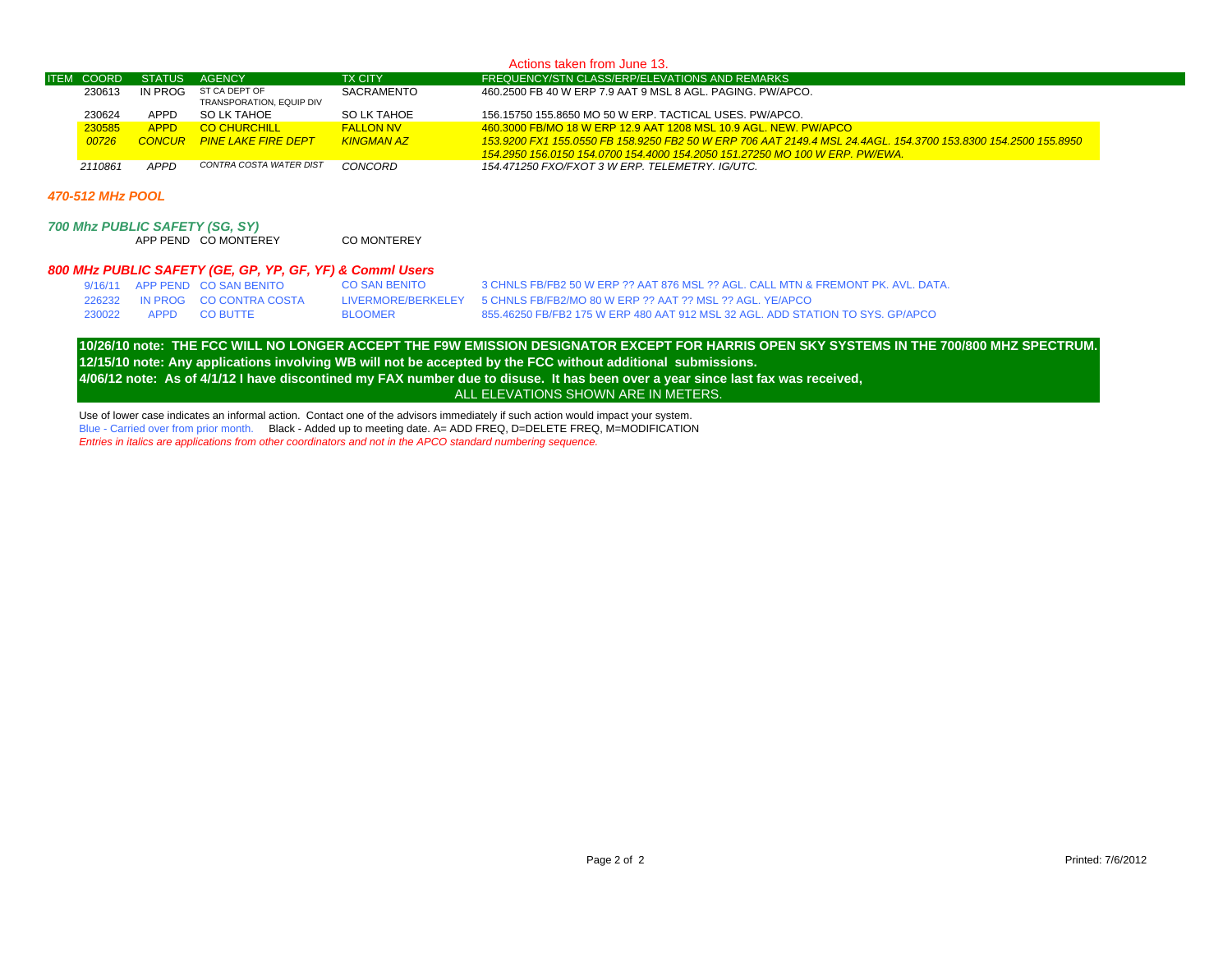Actions taken from June 13.

| ITEM | COORD | STATUS | AGENCY | TX CITY | FREQUENCY/STN CLASS/ERP/ELEVATIONS AND REMARKS |
|---|---|---|---|---|---|
| | 230613 | IN PROG | ST CA DEPT OF TRANSPORATION, EQUIP DIV | SACRAMENTO | 460.2500 FB 40 W ERP 7.9 AAT 9 MSL 8 AGL. PAGING. PW/APCO. |
| | 230624 | APPD | SO LK TAHOE | SO LK TAHOE | 156.15750 155.8650 MO 50 W ERP. TACTICAL USES. PW/APCO. |
| | 230585 | APPD | CO CHURCHILL | FALLON NV | 460.3000 FB/MO 18 W ERP 12.9 AAT 1208 MSL 10.9 AGL. NEW. PW/APCO |
| | *00726* | *CONCUR* | *PINE LAKE FIRE DEPT* | *KINGMAN AZ* | *153.9200 FX1 155.0550 FB 158.9250 FB2 50 W ERP 706 AAT 2149.4 MSL 24.4AGL. 154.3700 153.8300 154.2500 155.8950 154.2950 156.0150 154.0700 154.4000 154.2050 151.27250 MO 100 W ERP. PW/EWA.* |
| | *2110861* | *APPD* | *CONTRA COSTA WATER DIST* | *CONCORD* | *154.471250 FXO/FXOT 3 W ERP. TELEMETRY. IG/UTC.* |

### *470-512 MHz POOL*

### *700 Mhz PUBLIC SAFETY (SG, SY)*

| | | | | | |
|---|---|---|---|---|---|
| | | APP PEND | CO MONTEREY | CO MONTEREY | |

### *800 MHz PUBLIC SAFETY (GE, GP, YP, GF, YF) & Comml Users*

| | | | | | |
|---|---|---|---|---|---|
| | 9/16/11 | APP PEND | CO SAN BENITO | CO SAN BENITO | 3 CHNLS FB/FB2 50 W ERP ?? AAT 876 MSL ?? AGL. CALL MTN & FREMONT PK. AVL. DATA. |
| | 226232 | IN PROG | CO CONTRA COSTA | LIVERMORE/BERKELEY | 5 CHNLS FB/FB2/MO 80 W ERP ?? AAT ?? MSL ?? AGL. YE/APCO |
| | 230022 | APPD | CO BUTTE | BLOOMER | 855.46250 FB/FB2 175 W ERP 480 AAT 912 MSL 32 AGL. ADD STATION TO SYS. GP/APCO |

**10/26/10 note: THE FCC WILL NO LONGER ACCEPT THE F9W EMISSION DESIGNATOR EXCEPT FOR HARRIS OPEN SKY SYSTEMS IN THE 700/800 MHZ SPECTRUM.**
**12/15/10 note: Any applications involving WB will not be accepted by the FCC without additional submissions.**
**4/06/12 note: As of 4/1/12 I have discontined my FAX number due to disuse. It has been over a year since last fax was received,**
ALL ELEVATIONS SHOWN ARE IN METERS.

Use of lower case indicates an informal action. Contact one of the advisors immediately if such action would impact your system.
Blue - Carried over from prior month. Black - Added up to meeting date. A= ADD FREQ, D=DELETE FREQ, M=MODIFICATION
*Entries in italics are applications from other coordinators and not in the APCO standard numbering sequence.*

Printed: 7/6/2012